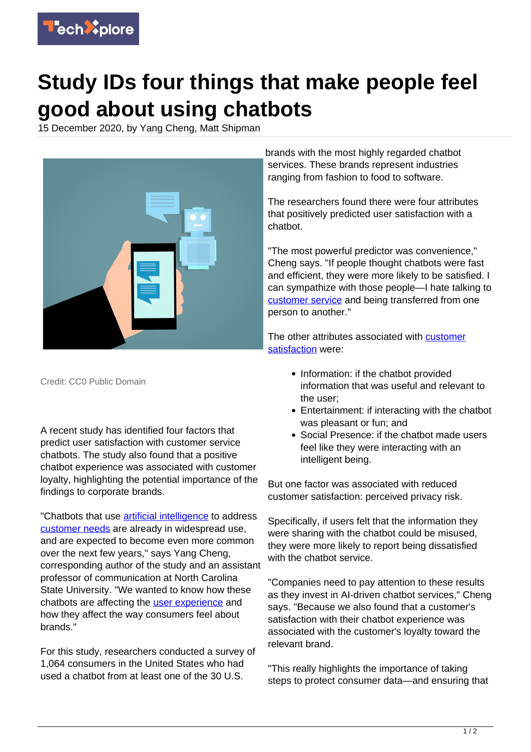# Study IDs four things that make people feel good about using chatbots

15 December 2020, by Yang Cheng, Matt Shipman

Credit: CC0 Public Domain

A recent study has identified four factors that predict user satisfaction with customer service chatbots. The study also found that a positive chatbot experience was associated with customer loyalty, highlighting the potential importance of the findings to corporate brands.

"Chatbots that use artificial intelligence to address customer needs are already in widespread use, and are expected to become even more common over the next few years," says Yang Cheng, corresponding author of the study and an assistant professor of communication at North Carolina State University. "We wanted to know how these chatbots are affecting the user experience and how they affect the way consumers feel about brands."

For this study, researchers conducted a survey of 1,064 consumers in the United States who had used a chatbot from at least one of the 30 U.S. brands with the most highly regarded chatbot services. These brands represent industries ranging from fashion to food to software.

The researchers found there were four attributes that positively predicted user satisfaction with a chatbot.

"The most powerful predictor was convenience," Cheng says. "If people thought chatbots were fast and efficient, they were more likely to be satisfied. I can sympathize with those people—I hate talking to customer service and being transferred from one person to another."

The other attributes associated with customer satisfaction were:

- Information: if the chatbot provided information that was useful and relevant to the user;
- Entertainment: if interacting with the chatbot was pleasant or fun; and
- Social Presence: if the chatbot made users feel like they were interacting with an intelligent being.

But one factor was associated with reduced customer satisfaction: perceived privacy risk.

Specifically, if users felt that the information they were sharing with the chatbot could be misused, they were more likely to report being dissatisfied with the chatbot service.

"Companies need to pay attention to these results as they invest in AI-driven chatbot services," Cheng says. "Because we also found that a customer's satisfaction with their chatbot experience was associated with the customer's loyalty toward the relevant brand.

"This really highlights the importance of taking steps to protect consumer data—and ensuring that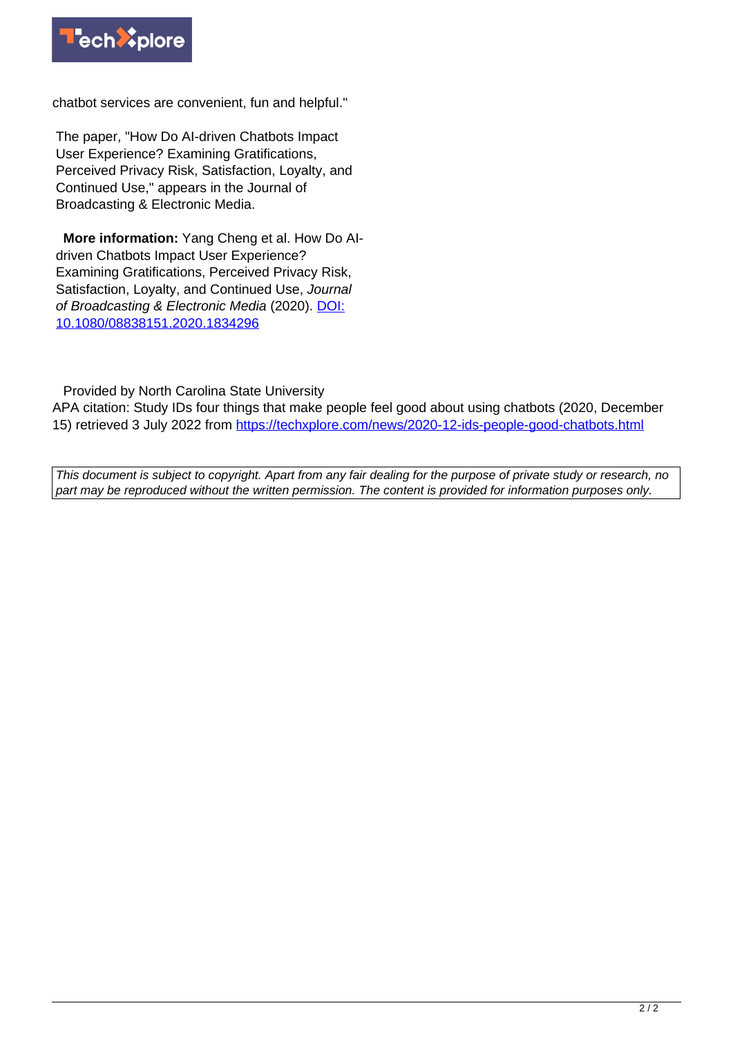chatbot services are convenient, fun and helpful."

The paper, "How Do AI-driven Chatbots Impact User Experience? Examining Gratifications, Perceived Privacy Risk, Satisfaction, Loyalty, and Continued Use," appears in the Journal of Broadcasting & Electronic Media.

**More information:** Yang Cheng et al. How Do AI-driven Chatbots Impact User Experience? Examining Gratifications, Perceived Privacy Risk, Satisfaction, Loyalty, and Continued Use, *Journal of Broadcasting & Electronic Media* (2020). DOI: 10.1080/08838151.2020.1834296

Provided by North Carolina State University

APA citation: Study IDs four things that make people feel good about using chatbots (2020, December 15) retrieved 3 July 2022 from https://techxplore.com/news/2020-12-ids-people-good-chatbots.html

*This document is subject to copyright. Apart from any fair dealing for the purpose of private study or research, no part may be reproduced without the written permission. The content is provided for information purposes only.*